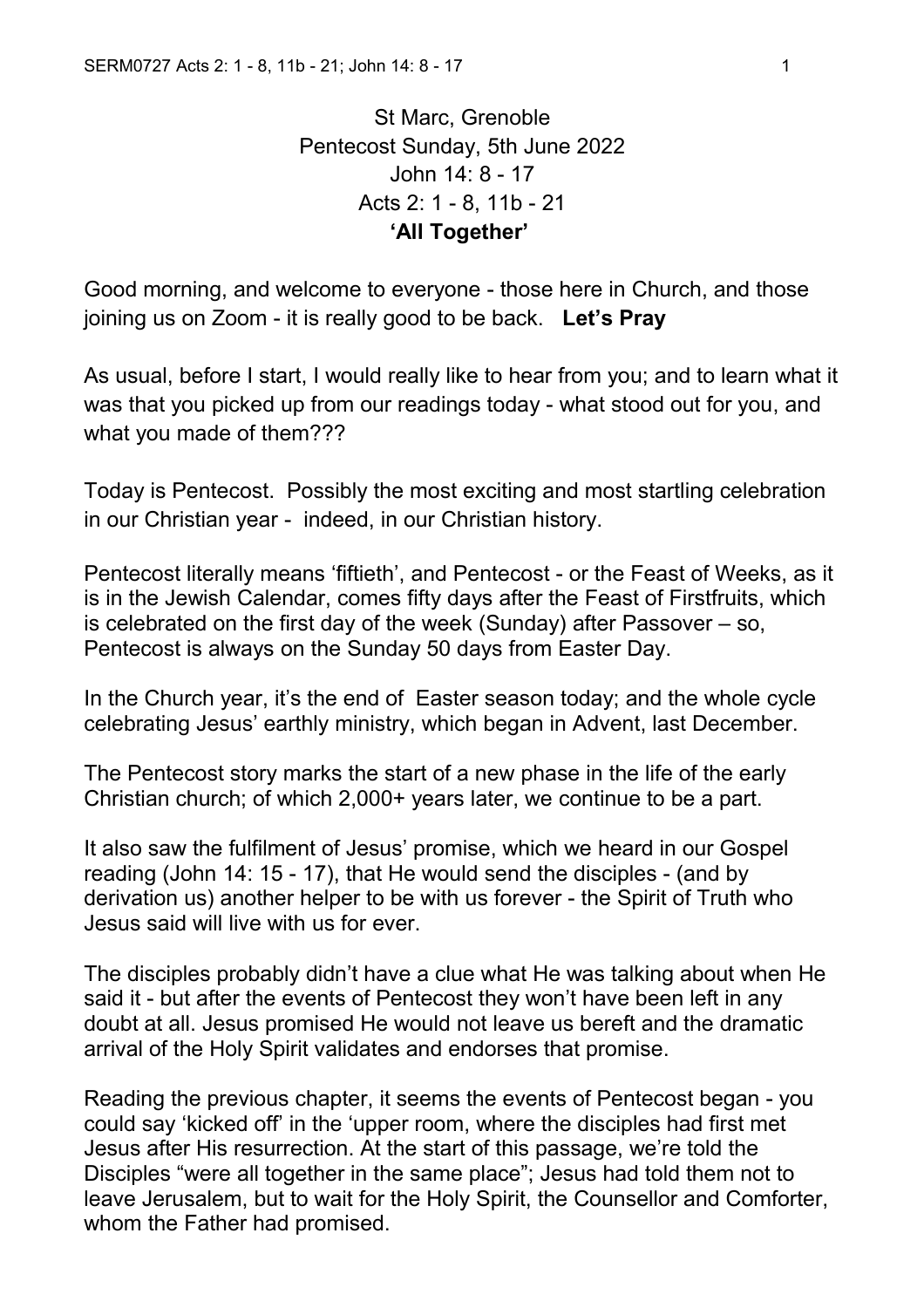St Marc, Grenoble
Pentecost Sunday, 5th June 2022
John 14: 8 - 17
Acts 2: 1 - 8, 11b - 21
**'All Together'**

Good morning, and welcome to everyone - those here in Church, and those joining us on Zoom - it is really good to be back. **Let's Pray**

As usual, before I start, I would really like to hear from you; and to learn what it was that you picked up from our readings today - what stood out for you, and what you made of them???

Today is Pentecost. Possibly the most exciting and most startling celebration in our Christian year - indeed, in our Christian history.

Pentecost literally means 'fiftieth', and Pentecost - or the Feast of Weeks, as it is in the Jewish Calendar, comes fifty days after the Feast of Firstfruits, which is celebrated on the first day of the week (Sunday) after Passover – so, Pentecost is always on the Sunday 50 days from Easter Day.

In the Church year, it's the end of Easter season today; and the whole cycle celebrating Jesus' earthly ministry, which began in Advent, last December.

The Pentecost story marks the start of a new phase in the life of the early Christian church; of which 2,000+ years later, we continue to be a part.

It also saw the fulfilment of Jesus' promise, which we heard in our Gospel reading (John 14: 15 - 17), that He would send the disciples - (and by derivation us) another helper to be with us forever - the Spirit of Truth who Jesus said will live with us for ever.

The disciples probably didn't have a clue what He was talking about when He said it - but after the events of Pentecost they won't have been left in any doubt at all. Jesus promised He would not leave us bereft and the dramatic arrival of the Holy Spirit validates and endorses that promise.

Reading the previous chapter, it seems the events of Pentecost began - you could say 'kicked off' in the 'upper room, where the disciples had first met Jesus after His resurrection. At the start of this passage, we're told the Disciples "were all together in the same place"; Jesus had told them not to leave Jerusalem, but to wait for the Holy Spirit, the Counsellor and Comforter, whom the Father had promised.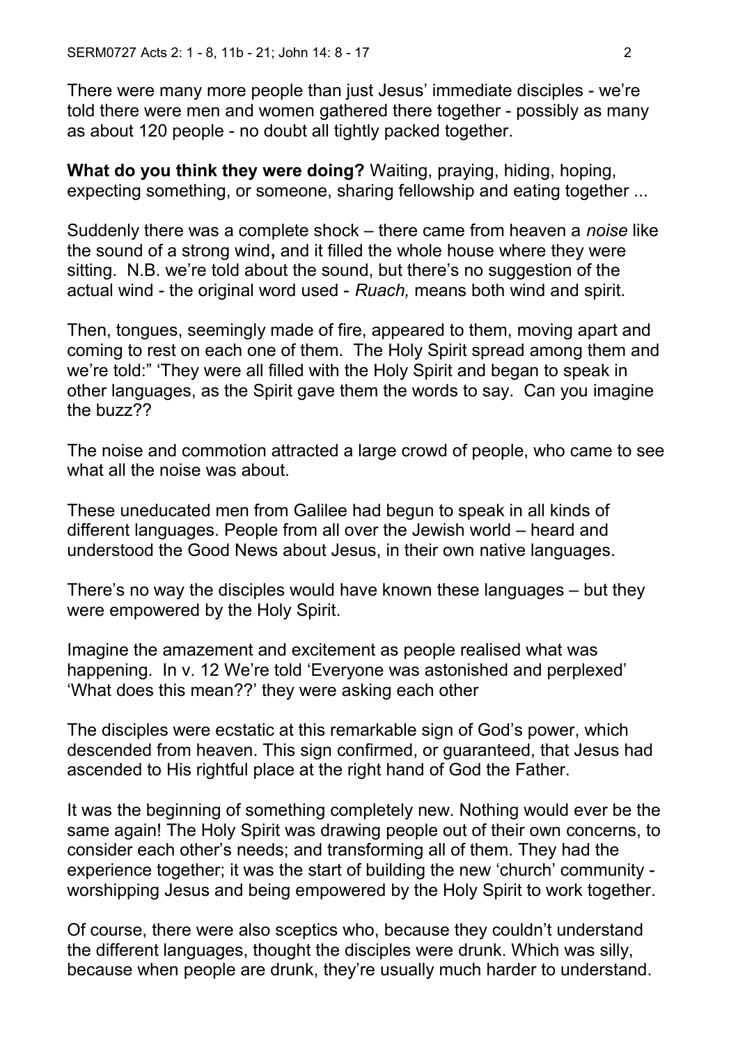There were many more people than just Jesus' immediate disciples - we're told there were men and women gathered there together - possibly as many as about 120 people - no doubt all tightly packed together.

**What do you think they were doing?** Waiting, praying, hiding, hoping, expecting something, or someone, sharing fellowship and eating together ...

Suddenly there was a complete shock – there came from heaven a *noise* like the sound of a strong wind**,** and it filled the whole house where they were sitting. N.B. we're told about the sound, but there's no suggestion of the actual wind - the original word used - *Ruach,* means both wind and spirit.

Then, tongues, seemingly made of fire, appeared to them, moving apart and coming to rest on each one of them. The Holy Spirit spread among them and we're told:" 'They were all filled with the Holy Spirit and began to speak in other languages, as the Spirit gave them the words to say. Can you imagine the buzz??

The noise and commotion attracted a large crowd of people, who came to see what all the noise was about.

These uneducated men from Galilee had begun to speak in all kinds of different languages. People from all over the Jewish world – heard and understood the Good News about Jesus, in their own native languages.

There's no way the disciples would have known these languages – but they were empowered by the Holy Spirit.

Imagine the amazement and excitement as people realised what was happening. In v. 12 We're told 'Everyone was astonished and perplexed' 'What does this mean??' they were asking each other

The disciples were ecstatic at this remarkable sign of God's power, which descended from heaven. This sign confirmed, or guaranteed, that Jesus had ascended to His rightful place at the right hand of God the Father.

It was the beginning of something completely new. Nothing would ever be the same again! The Holy Spirit was drawing people out of their own concerns, to consider each other's needs; and transforming all of them. They had the experience together; it was the start of building the new 'church' community - worshipping Jesus and being empowered by the Holy Spirit to work together.

Of course, there were also sceptics who, because they couldn't understand the different languages, thought the disciples were drunk. Which was silly, because when people are drunk, they're usually much harder to understand.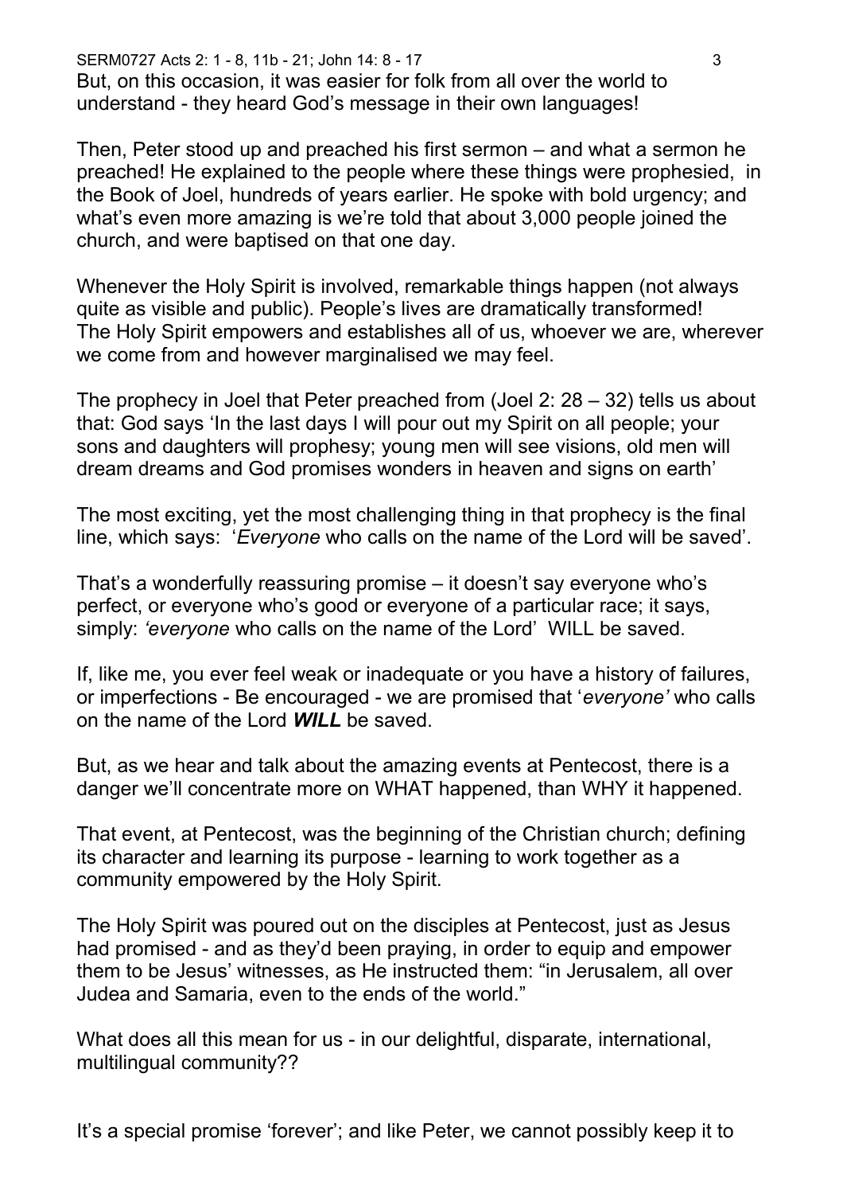But, on this occasion, it was easier for folk from all over the world to understand - they heard God's message in their own languages!

Then, Peter stood up and preached his first sermon – and what a sermon he preached! He explained to the people where these things were prophesied, in the Book of Joel, hundreds of years earlier. He spoke with bold urgency; and what's even more amazing is we're told that about 3,000 people joined the church, and were baptised on that one day.

Whenever the Holy Spirit is involved, remarkable things happen (not always quite as visible and public). People's lives are dramatically transformed! The Holy Spirit empowers and establishes all of us, whoever we are, wherever we come from and however marginalised we may feel.

The prophecy in Joel that Peter preached from (Joel 2: 28 – 32) tells us about that: God says 'In the last days I will pour out my Spirit on all people; your sons and daughters will prophesy; young men will see visions, old men will dream dreams and God promises wonders in heaven and signs on earth'

The most exciting, yet the most challenging thing in that prophecy is the final line, which says: '*Everyone* who calls on the name of the Lord will be saved'.

That's a wonderfully reassuring promise – it doesn't say everyone who's perfect, or everyone who's good or everyone of a particular race; it says, simply: *'everyone* who calls on the name of the Lord' WILL be saved.

If, like me, you ever feel weak or inadequate or you have a history of failures, or imperfections - Be encouraged - we are promised that '*everyone'* who calls on the name of the Lord ***WILL*** be saved.

But, as we hear and talk about the amazing events at Pentecost, there is a danger we'll concentrate more on WHAT happened, than WHY it happened.

That event, at Pentecost, was the beginning of the Christian church; defining its character and learning its purpose - learning to work together as a community empowered by the Holy Spirit.

The Holy Spirit was poured out on the disciples at Pentecost, just as Jesus had promised - and as they'd been praying, in order to equip and empower them to be Jesus' witnesses, as He instructed them: "in Jerusalem, all over Judea and Samaria, even to the ends of the world."

What does all this mean for us - in our delightful, disparate, international, multilingual community??

It's a special promise 'forever'; and like Peter, we cannot possibly keep it to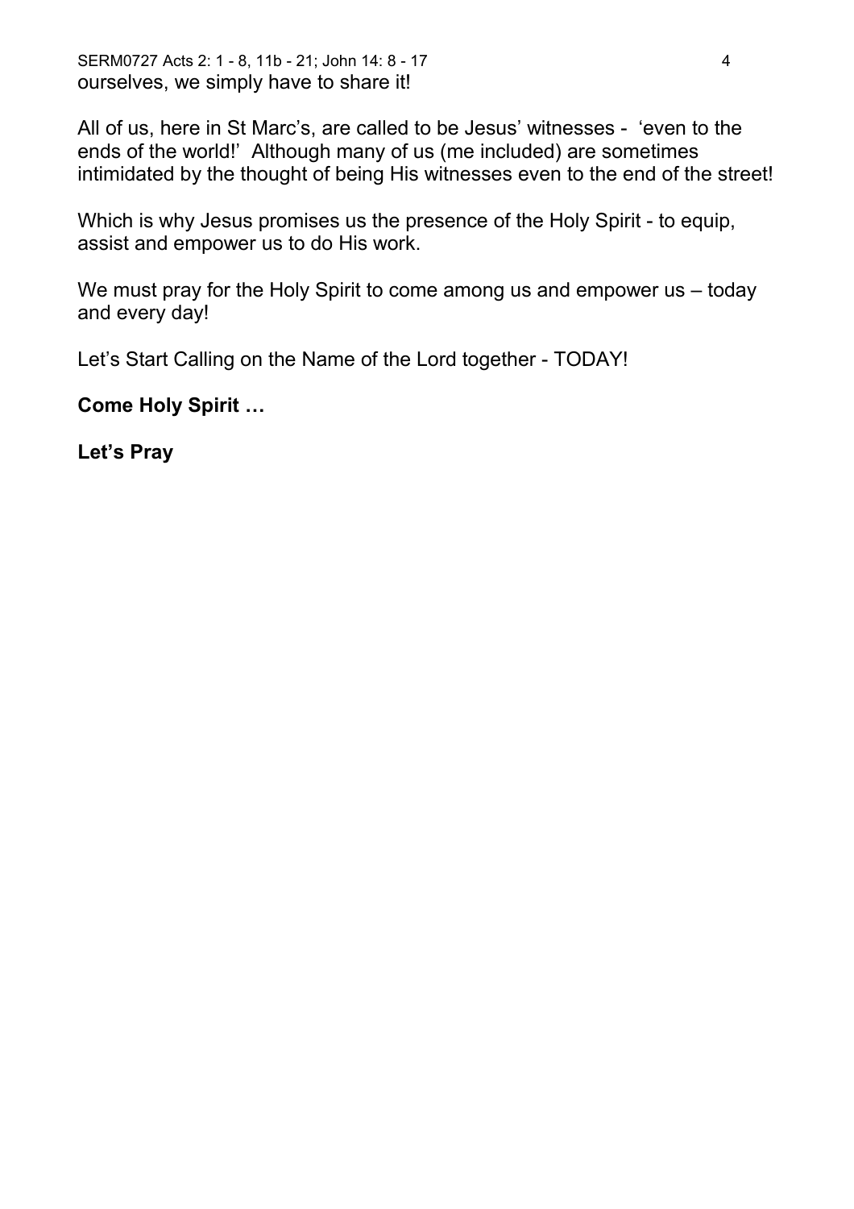ourselves, we simply have to share it!

All of us, here in St Marc's, are called to be Jesus' witnesses - 'even to the ends of the world!' Although many of us (me included) are sometimes intimidated by the thought of being His witnesses even to the end of the street!

Which is why Jesus promises us the presence of the Holy Spirit - to equip, assist and empower us to do His work.

We must pray for the Holy Spirit to come among us and empower us – today and every day!

Let's Start Calling on the Name of the Lord together - TODAY!

**Come Holy Spirit …**

**Let's Pray**